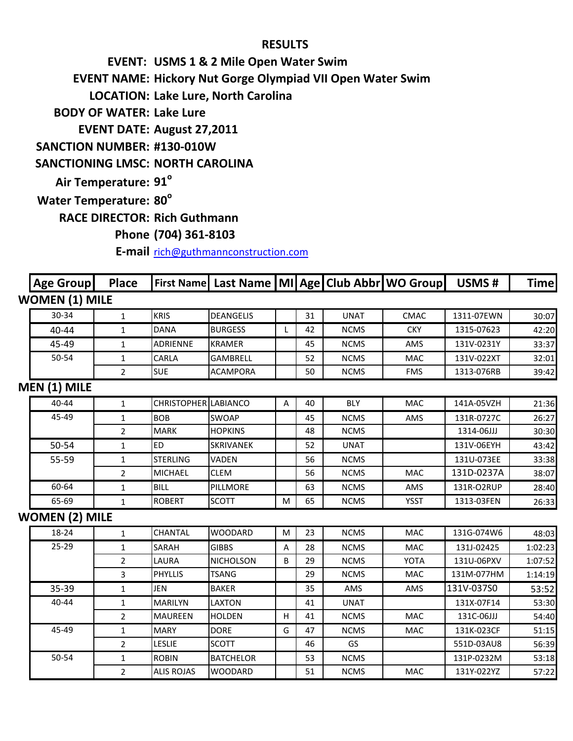# RESULTS

**EVENT:** USMS 1 & 2 Mile Open Water Swim

**EVENT NAME:** Hickory Nut Gorge Olympiad VII Open Water Swim

**LOCATION:** Lake Lure, North Carolina

**BODY OF WATER:** Lake Lure

**EVENT DATE:** August 27,2011

**SANCTION NUMBER:** #130-010W

**SANCTIONING LMSC:** NORTH CAROLINA

**Air Temperature:** 91°

**Water Temperature:** 80°

**RACE DIRECTOR:** Rich Guthmann

**Phone** (704) 361-8103

**E-mail** rich@guthmannconstruction.com

| Age Group | Place | First Name | Last Name | MI | Age | Club Abbr | WO Group | USMS # | Time |
|---|---|---|---|---|---|---|---|---|---|
| **WOMEN (1) MILE** | | | | | | | | | |
| 30-34 | 1 | KRIS | DEANGELIS | | 31 | UNAT | CMAC | 1311-07EWN | 30:07 |
| 40-44 | 1 | DANA | BURGESS | L | 42 | NCMS | CKY | 1315-07623 | 42:20 |
| 45-49 | 1 | ADRIENNE | KRAMER | | 45 | NCMS | AMS | 131V-0231Y | 33:37 |
| 50-54 | 1 | CARLA | GAMBRELL | | 52 | NCMS | MAC | 131V-022XT | 32:01 |
| | 2 | SUE | ACAMPORA | | 50 | NCMS | FMS | 1313-076RB | 39:42 |
| **MEN (1) MILE** | | | | | | | | | |
| 40-44 | 1 | CHRISTOPHER | LABIANCO | A | 40 | BLY | MAC | 141A-05VZH | 21:36 |
| 45-49 | 1 | BOB | SWOAP | | 45 | NCMS | AMS | 131R-0727C | 26:27 |
| | 2 | MARK | HOPKINS | | 48 | NCMS | | 1314-06JJJ | 30:30 |
| 50-54 | 1 | ED | SKRIVANEK | | 52 | UNAT | | 131V-06EYH | 43:42 |
| 55-59 | 1 | STERLING | VADEN | | 56 | NCMS | | 131U-073EE | 33:38 |
| | 2 | MICHAEL | CLEM | | 56 | NCMS | MAC | 131D-0237A | 38:07 |
| 60-64 | 1 | BILL | PILLMORE | | 63 | NCMS | AMS | 131R-O2RUP | 28:40 |
| 65-69 | 1 | ROBERT | SCOTT | M | 65 | NCMS | YSST | 1313-03FEN | 26:33 |
| **WOMEN (2) MILE** | | | | | | | | | |
| 18-24 | 1 | CHANTAL | WOODARD | M | 23 | NCMS | MAC | 131G-074W6 | 48:03 |
| 25-29 | 1 | SARAH | GIBBS | A | 28 | NCMS | MAC | 131J-02425 | 1:02:23 |
| | 2 | LAURA | NICHOLSON | B | 29 | NCMS | YOTA | 131U-06PXV | 1:07:52 |
| | 3 | PHYLLIS | TSANG | | 29 | NCMS | MAC | 131M-077HM | 1:14:19 |
| 35-39 | 1 | JEN | BAKER | | 35 | AMS | AMS | 131V-037S0 | 53:52 |
| 40-44 | 1 | MARILYN | LAXTON | | 41 | UNAT | | 131X-07F14 | 53:30 |
| | 2 | MAUREEN | HOLDEN | H | 41 | NCMS | MAC | 131C-06JJJ | 54:40 |
| 45-49 | 1 | MARY | DORE | G | 47 | NCMS | MAC | 131K-023CF | 51:15 |
| | 2 | LESLIE | SCOTT | | 46 | GS | | 551D-03AU8 | 56:39 |
| 50-54 | 1 | ROBIN | BATCHELOR | | 53 | NCMS | | 131P-0232M | 53:18 |
| | 2 | ALIS ROJAS | WOODARD | | 51 | NCMS | MAC | 131Y-022YZ | 57:22 |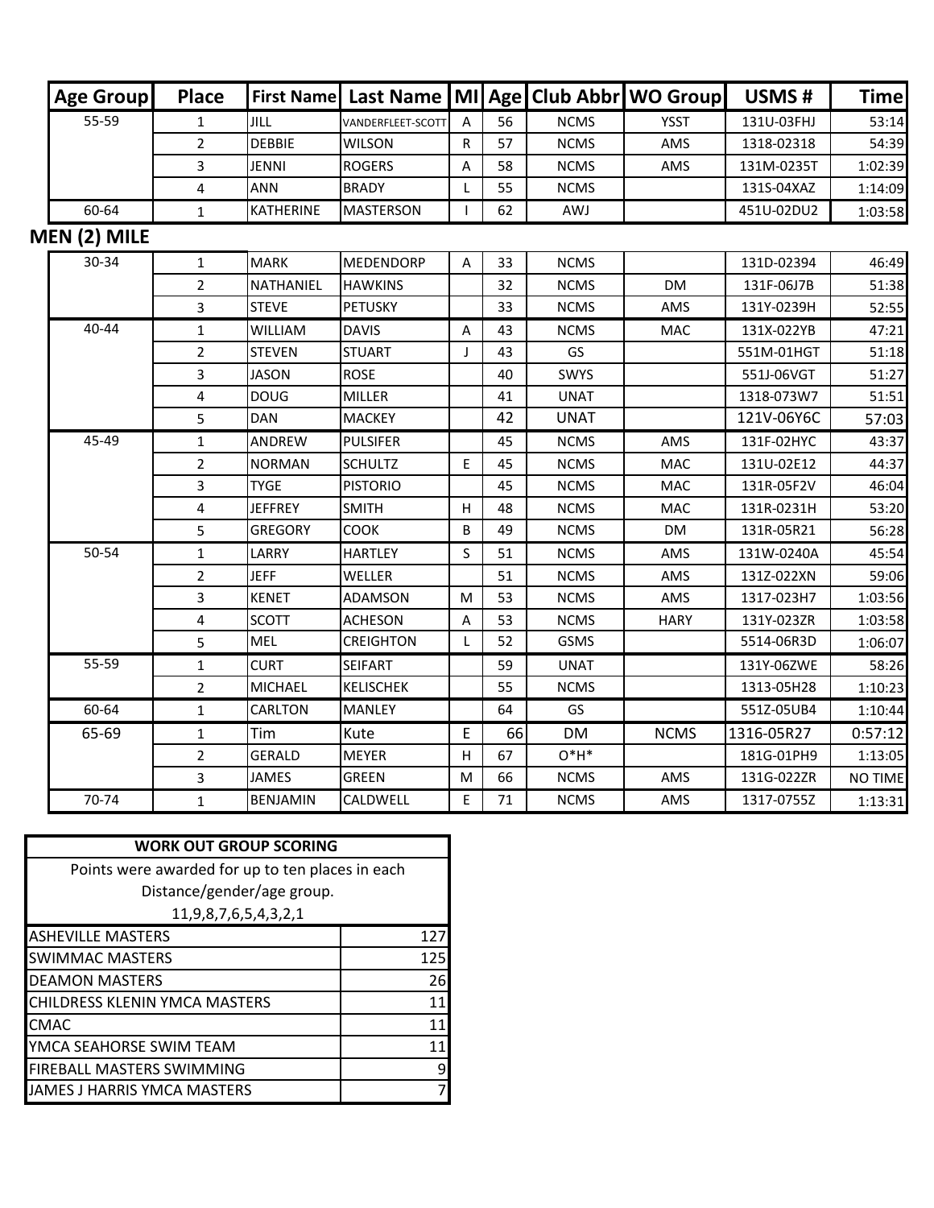| Age Group | Place | First Name | Last Name | MI | Age | Club Abbr | WO Group | USMS # | Time |
|---|---|---|---|---|---|---|---|---|---|
| 55-59 | 1 | JILL | VANDERFLEET-SCOTT | A | 56 | NCMS | YSST | 131U-03FHJ | 53:14 |
| | 2 | DEBBIE | WILSON | R | 57 | NCMS | AMS | 1318-02318 | 54:39 |
| | 3 | JENNI | ROGERS | A | 58 | NCMS | AMS | 131M-0235T | 1:02:39 |
| | 4 | ANN | BRADY | L | 55 | NCMS | | 131S-04XAZ | 1:14:09 |
| 60-64 | 1 | KATHERINE | MASTERSON | I | 62 | AWJ | | 451U-02DU2 | 1:03:58 |

## MEN (2) MILE

| Age Group | Place | First Name | Last Name | MI | Age | Club Abbr | WO Group | USMS # | Time |
|---|---|---|---|---|---|---|---|---|---|
| 30-34 | 1 | MARK | MEDENDORP | A | 33 | NCMS | | 131D-02394 | 46:49 |
| | 2 | NATHANIEL | HAWKINS | | 32 | NCMS | DM | 131F-06J7B | 51:38 |
| | 3 | STEVE | PETUSKY | | 33 | NCMS | AMS | 131Y-0239H | 52:55 |
| 40-44 | 1 | WILLIAM | DAVIS | A | 43 | NCMS | MAC | 131X-022YB | 47:21 |
| | 2 | STEVEN | STUART | J | 43 | GS | | 551M-01HGT | 51:18 |
| | 3 | JASON | ROSE | | 40 | SWYS | | 551J-06VGT | 51:27 |
| | 4 | DOUG | MILLER | | 41 | UNAT | | 1318-073W7 | 51:51 |
| | 5 | DAN | MACKEY | | 42 | UNAT | | 121V-06Y6C | 57:03 |
| 45-49 | 1 | ANDREW | PULSIFER | | 45 | NCMS | AMS | 131F-02HYC | 43:37 |
| | 2 | NORMAN | SCHULTZ | E | 45 | NCMS | MAC | 131U-02E12 | 44:37 |
| | 3 | TYGE | PISTORIO | | 45 | NCMS | MAC | 131R-05F2V | 46:04 |
| | 4 | JEFFREY | SMITH | H | 48 | NCMS | MAC | 131R-0231H | 53:20 |
| | 5 | GREGORY | COOK | B | 49 | NCMS | DM | 131R-05R21 | 56:28 |
| 50-54 | 1 | LARRY | HARTLEY | S | 51 | NCMS | AMS | 131W-0240A | 45:54 |
| | 2 | JEFF | WELLER | | 51 | NCMS | AMS | 131Z-022XN | 59:06 |
| | 3 | KENET | ADAMSON | M | 53 | NCMS | AMS | 1317-023H7 | 1:03:56 |
| | 4 | SCOTT | ACHESON | A | 53 | NCMS | HARY | 131Y-023ZR | 1:03:58 |
| | 5 | MEL | CREIGHTON | L | 52 | GSMS | | 5514-06R3D | 1:06:07 |
| 55-59 | 1 | CURT | SEIFART | | 59 | UNAT | | 131Y-06ZWE | 58:26 |
| | 2 | MICHAEL | KELISCHEK | | 55 | NCMS | | 1313-05H28 | 1:10:23 |
| 60-64 | 1 | CARLTON | MANLEY | | 64 | GS | | 551Z-05UB4 | 1:10:44 |
| 65-69 | 1 | Tim | Kute | E | 66 | DM | NCMS | 1316-05R27 | 0:57:12 |
| | 2 | GERALD | MEYER | H | 67 | O*H* | | 181G-01PH9 | 1:13:05 |
| | 3 | JAMES | GREEN | M | 66 | NCMS | AMS | 131G-022ZR | NO TIME |
| 70-74 | 1 | BENJAMIN | CALDWELL | E | 71 | NCMS | AMS | 1317-0755Z | 1:13:31 |

| WORK OUT GROUP SCORING | |
|---|---|
| Points were awarded for up to ten places in each Distance/gender/age group. 11,9,8,7,6,5,4,3,2,1 | |
| ASHEVILLE MASTERS | 127 |
| SWIMMAC MASTERS | 125 |
| DEAMON MASTERS | 26 |
| CHILDRESS KLENIN YMCA MASTERS | 11 |
| CMAC | 11 |
| YMCA SEAHORSE SWIM TEAM | 11 |
| FIREBALL MASTERS SWIMMING | 9 |
| JAMES J HARRIS YMCA MASTERS | 7 |